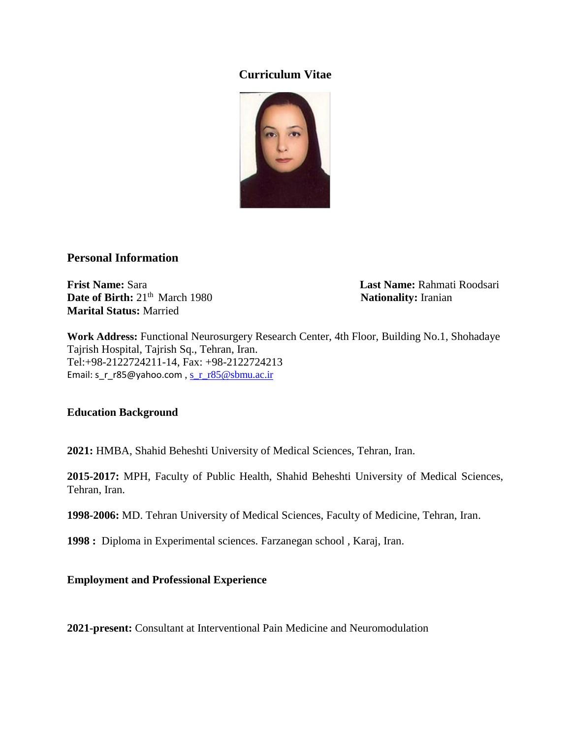# Curriculum Vitae

## Personal Information

**Frist Name:** Sara

**Last Name:** Rahmati Roodsari

**Date of Birth:** 21th March 1980

**Nationality:** Iranian

**Marital Status:** Married

**Work Address:** Functional Neurosurgery Research Center, 4th Floor, Building No.1, Shohadaye Tajrish Hospital, Tajrish Sq., Tehran, Iran.
Tel:+98-2122724211-14, Fax: +98-2122724213
Email: s_r_r85@yahoo.com , s_r_r85@sbmu.ac.ir

### Education Background

**2021:** HMBA, Shahid Beheshti University of Medical Sciences, Tehran, Iran.

**2015-2017:** MPH, Faculty of Public Health, Shahid Beheshti University of Medical Sciences, Tehran, Iran.

**1998-2006:** MD. Tehran University of Medical Sciences, Faculty of Medicine, Tehran, Iran.

**1998 :** Diploma in Experimental sciences. Farzanegan school , Karaj, Iran.

### Employment and Professional Experience

**2021-present:** Consultant at Interventional Pain Medicine and Neuromodulation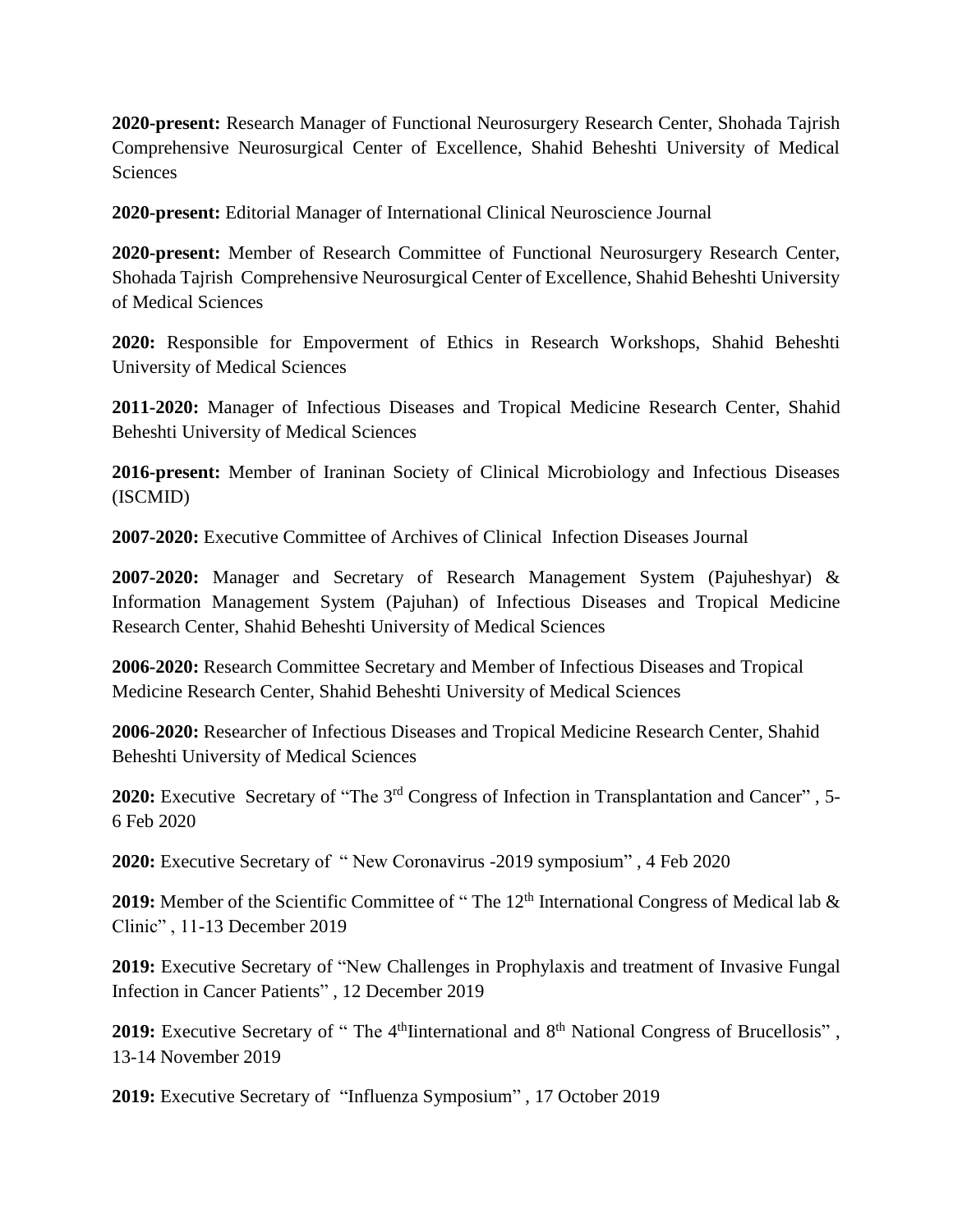**2020-present:** Research Manager of Functional Neurosurgery Research Center, Shohada Tajrish Comprehensive Neurosurgical Center of Excellence, Shahid Beheshti University of Medical Sciences

**2020-present:** Editorial Manager of International Clinical Neuroscience Journal

**2020-present:** Member of Research Committee of Functional Neurosurgery Research Center, Shohada Tajrish Comprehensive Neurosurgical Center of Excellence, Shahid Beheshti University of Medical Sciences

**2020:** Responsible for Empoverment of Ethics in Research Workshops, Shahid Beheshti University of Medical Sciences

**2011-2020:** Manager of Infectious Diseases and Tropical Medicine Research Center, Shahid Beheshti University of Medical Sciences

**2016-present:** Member of Iraninan Society of Clinical Microbiology and Infectious Diseases (ISCMID)

**2007-2020:** Executive Committee of Archives of Clinical Infection Diseases Journal

**2007-2020:** Manager and Secretary of Research Management System (Pajuheshyar) & Information Management System (Pajuhan) of Infectious Diseases and Tropical Medicine Research Center, Shahid Beheshti University of Medical Sciences

**2006-2020:** Research Committee Secretary and Member of Infectious Diseases and Tropical Medicine Research Center, Shahid Beheshti University of Medical Sciences

**2006-2020:** Researcher of Infectious Diseases and Tropical Medicine Research Center, Shahid Beheshti University of Medical Sciences

**2020:** Executive Secretary of "The 3rd Congress of Infection in Transplantation and Cancer" , 5-6 Feb 2020

**2020:** Executive Secretary of " New Coronavirus -2019 symposium" , 4 Feb 2020

**2019:** Member of the Scientific Committee of " The 12th International Congress of Medical lab & Clinic" , 11-13 December 2019

**2019:** Executive Secretary of "New Challenges in Prophylaxis and treatment of Invasive Fungal Infection in Cancer Patients" , 12 December 2019

**2019:** Executive Secretary of " The 4thIinternational and 8th National Congress of Brucellosis" , 13-14 November 2019

**2019:** Executive Secretary of "Influenza Symposium" , 17 October 2019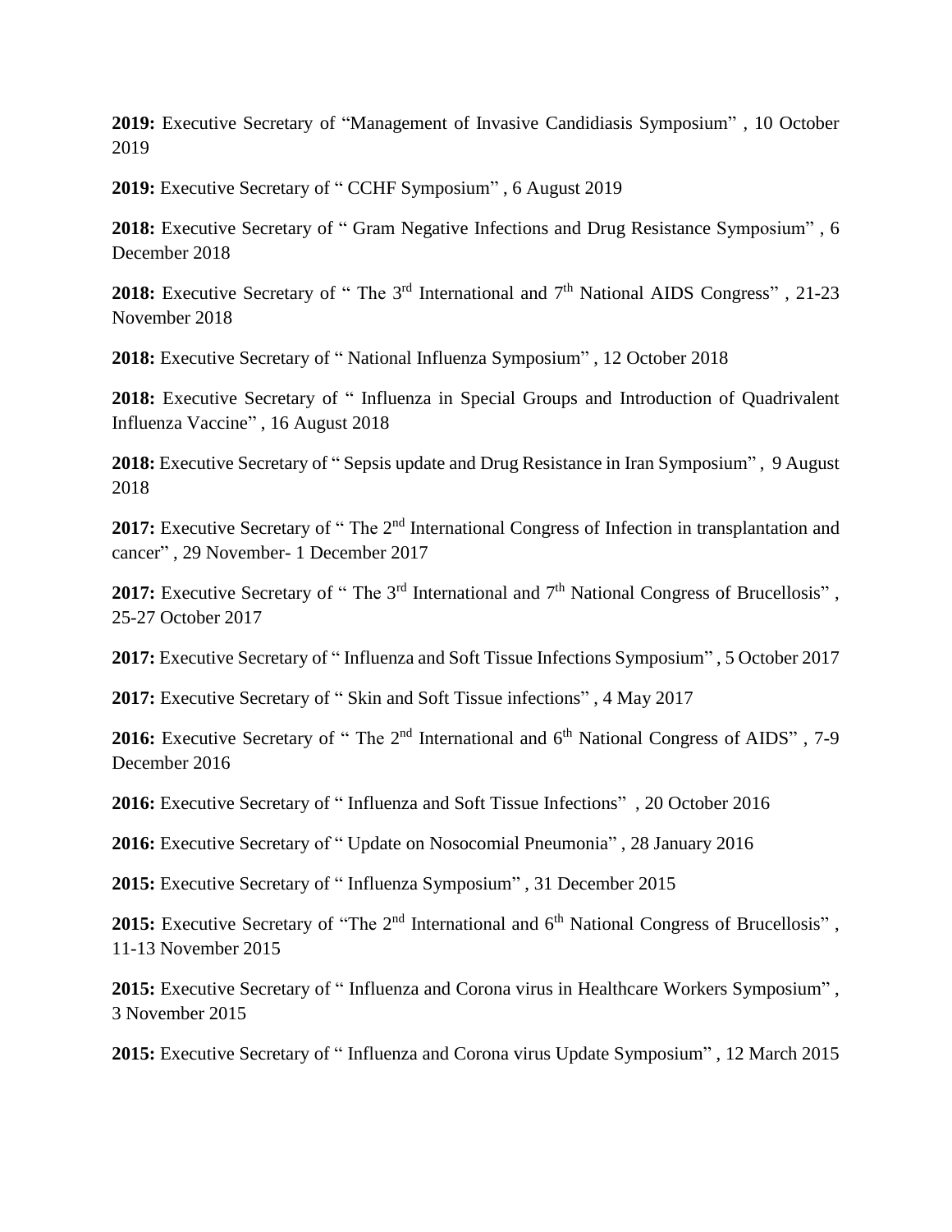**2019:** Executive Secretary of "Management of Invasive Candidiasis Symposium" , 10 October 2019

**2019:** Executive Secretary of " CCHF Symposium" , 6 August 2019

**2018:** Executive Secretary of " Gram Negative Infections and Drug Resistance Symposium" , 6 December 2018

**2018:** Executive Secretary of " The 3rd International and 7th National AIDS Congress" , 21-23 November 2018

**2018:** Executive Secretary of " National Influenza Symposium" , 12 October 2018

**2018:** Executive Secretary of " Influenza in Special Groups and Introduction of Quadrivalent Influenza Vaccine" , 16 August 2018

**2018:** Executive Secretary of " Sepsis update and Drug Resistance in Iran Symposium" , 9 August 2018

**2017:** Executive Secretary of " The 2nd International Congress of Infection in transplantation and cancer" , 29 November- 1 December 2017

**2017:** Executive Secretary of " The 3rd International and 7th National Congress of Brucellosis" , 25-27 October 2017

**2017:** Executive Secretary of " Influenza and Soft Tissue Infections Symposium" , 5 October 2017

**2017:** Executive Secretary of " Skin and Soft Tissue infections" , 4 May 2017

**2016:** Executive Secretary of " The 2nd International and 6th National Congress of AIDS" , 7-9 December 2016

**2016:** Executive Secretary of " Influenza and Soft Tissue Infections" , 20 October 2016

**2016:** Executive Secretary of " Update on Nosocomial Pneumonia" , 28 January 2016

**2015:** Executive Secretary of " Influenza Symposium" , 31 December 2015

**2015:** Executive Secretary of "The 2nd International and 6th National Congress of Brucellosis" , 11-13 November 2015

**2015:** Executive Secretary of " Influenza and Corona virus in Healthcare Workers Symposium" , 3 November 2015

**2015:** Executive Secretary of " Influenza and Corona virus Update Symposium" , 12 March 2015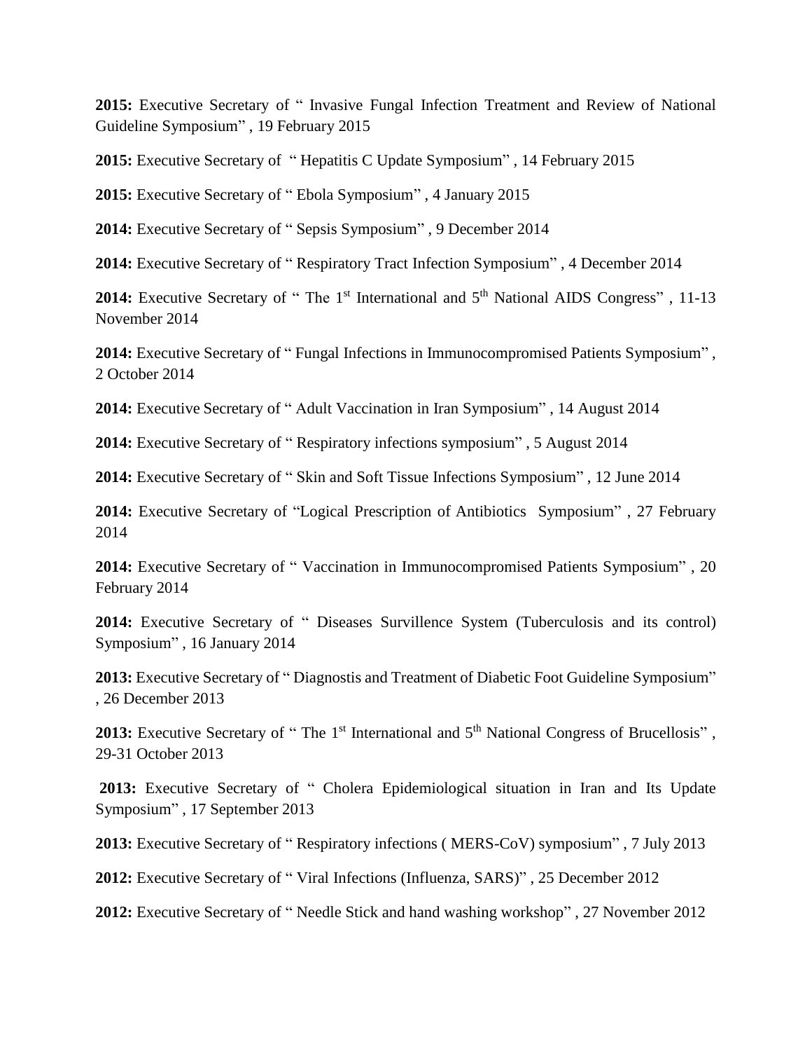**2015:** Executive Secretary of " Invasive Fungal Infection Treatment and Review of National Guideline Symposium" , 19 February 2015

**2015:** Executive Secretary of " Hepatitis C Update Symposium" , 14 February 2015

**2015:** Executive Secretary of " Ebola Symposium" , 4 January 2015

**2014:** Executive Secretary of " Sepsis Symposium" , 9 December 2014

**2014:** Executive Secretary of " Respiratory Tract Infection Symposium" , 4 December 2014

**2014:** Executive Secretary of " The 1st International and 5th National AIDS Congress" , 11-13 November 2014

**2014:** Executive Secretary of " Fungal Infections in Immunocompromised Patients Symposium" , 2 October 2014

**2014:** Executive Secretary of " Adult Vaccination in Iran Symposium" , 14 August 2014

**2014:** Executive Secretary of " Respiratory infections symposium" , 5 August 2014

**2014:** Executive Secretary of " Skin and Soft Tissue Infections Symposium" , 12 June 2014

**2014:** Executive Secretary of "Logical Prescription of Antibiotics Symposium" , 27 February 2014

**2014:** Executive Secretary of " Vaccination in Immunocompromised Patients Symposium" , 20 February 2014

**2014:** Executive Secretary of " Diseases Survillence System (Tuberculosis and its control) Symposium" , 16 January 2014

**2013:** Executive Secretary of " Diagnostis and Treatment of Diabetic Foot Guideline Symposium" , 26 December 2013

**2013:** Executive Secretary of " The 1st International and 5th National Congress of Brucellosis" , 29-31 October 2013

**2013:** Executive Secretary of " Cholera Epidemiological situation in Iran and Its Update Symposium" , 17 September 2013

**2013:** Executive Secretary of " Respiratory infections ( MERS-CoV) symposium" , 7 July 2013

**2012:** Executive Secretary of " Viral Infections (Influenza, SARS)" , 25 December 2012

**2012:** Executive Secretary of " Needle Stick and hand washing workshop" , 27 November 2012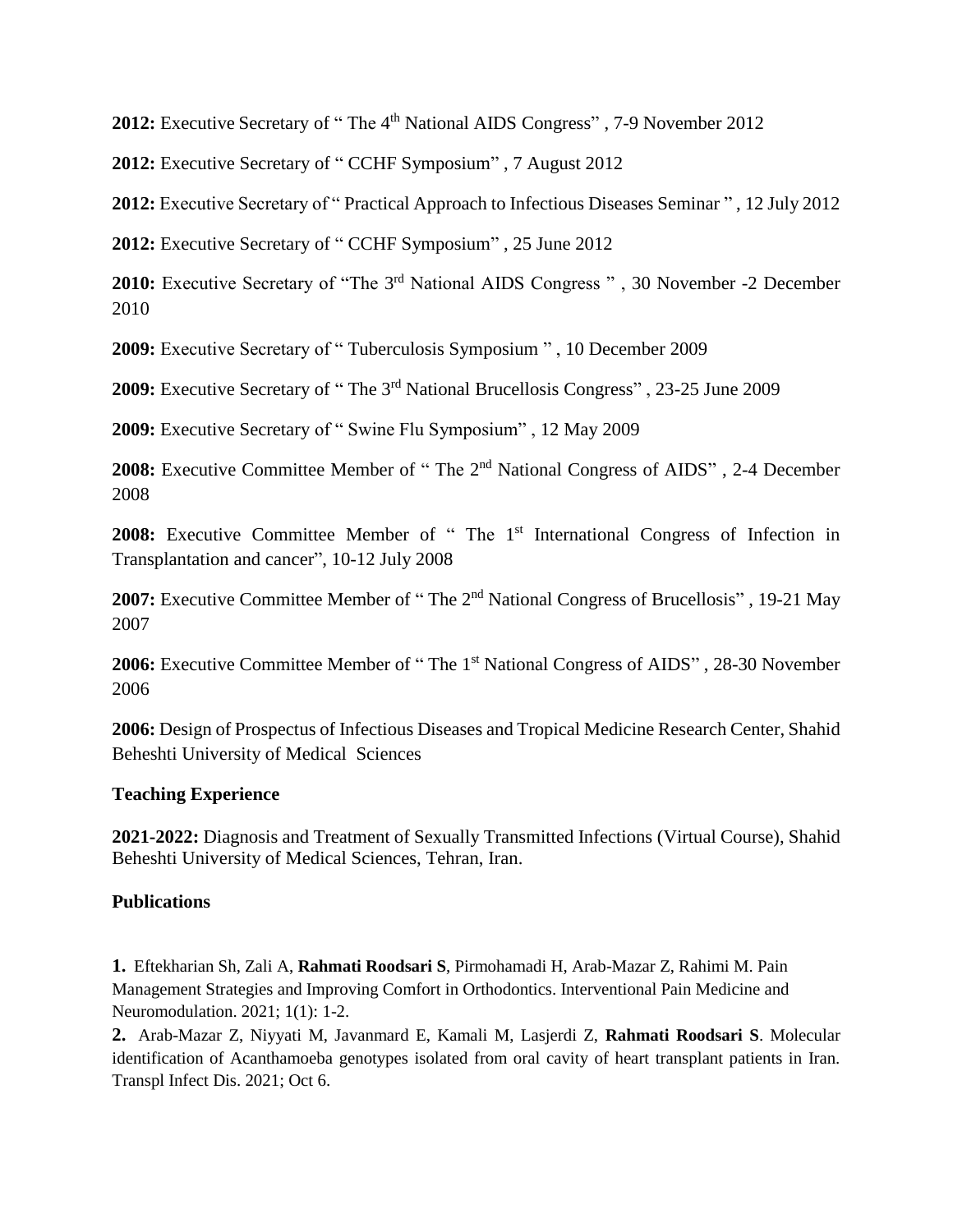**2012:** Executive Secretary of " The 4th National AIDS Congress" , 7-9 November 2012

**2012:** Executive Secretary of " CCHF Symposium" , 7 August 2012

**2012:** Executive Secretary of " Practical Approach to Infectious Diseases Seminar " , 12 July 2012

**2012:** Executive Secretary of " CCHF Symposium" , 25 June 2012

**2010:** Executive Secretary of "The 3rd National AIDS Congress " , 30 November -2 December 2010

**2009:** Executive Secretary of " Tuberculosis Symposium " , 10 December 2009

**2009:** Executive Secretary of " The 3rd National Brucellosis Congress" , 23-25 June 2009

**2009:** Executive Secretary of " Swine Flu Symposium" , 12 May 2009

**2008:** Executive Committee Member of " The 2nd National Congress of AIDS" , 2-4 December 2008

**2008:** Executive Committee Member of " The 1st International Congress of Infection in Transplantation and cancer", 10-12 July 2008

**2007:** Executive Committee Member of " The 2nd National Congress of Brucellosis" , 19-21 May 2007

**2006:** Executive Committee Member of " The 1st National Congress of AIDS" , 28-30 November 2006

**2006:** Design of Prospectus of Infectious Diseases and Tropical Medicine Research Center, Shahid Beheshti University of Medical Sciences

### Teaching Experience

**2021-2022:** Diagnosis and Treatment of Sexually Transmitted Infections (Virtual Course), Shahid Beheshti University of Medical Sciences, Tehran, Iran.

### Publications

**1.** Eftekharian Sh, Zali A, **Rahmati Roodsari S**, Pirmohamadi H, Arab-Mazar Z, Rahimi M. Pain Management Strategies and Improving Comfort in Orthodontics. Interventional Pain Medicine and Neuromodulation. 2021; 1(1): 1-2.

**2.** Arab-Mazar Z, Niyyati M, Javanmard E, Kamali M, Lasjerdi Z, **Rahmati Roodsari S**. Molecular identification of Acanthamoeba genotypes isolated from oral cavity of heart transplant patients in Iran. Transpl Infect Dis. 2021; Oct 6.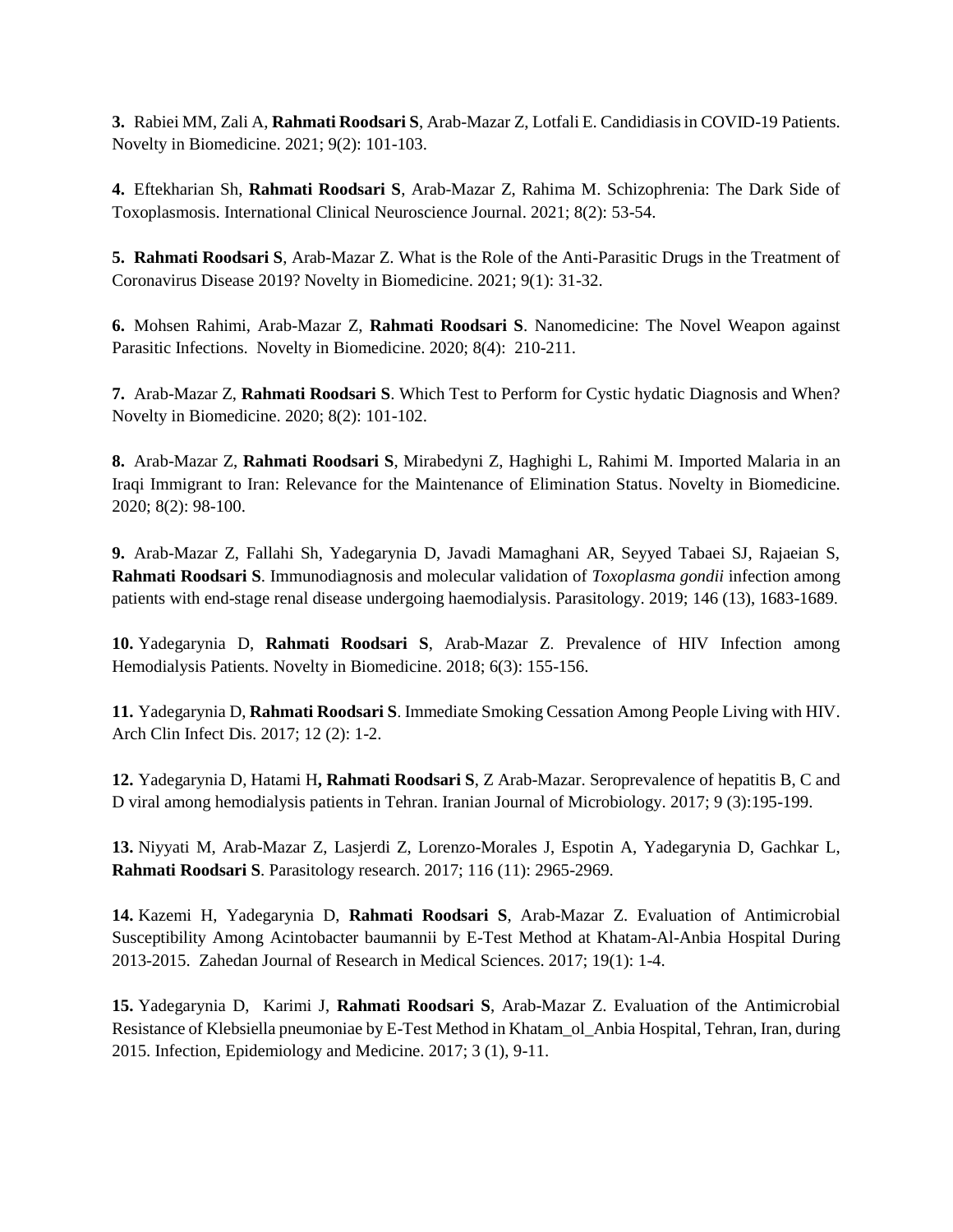**3.** Rabiei MM, Zali A, **Rahmati Roodsari S**, Arab-Mazar Z, Lotfali E. Candidiasis in COVID-19 Patients. Novelty in Biomedicine. 2021; 9(2): 101-103.

**4.** Eftekharian Sh, **Rahmati Roodsari S**, Arab-Mazar Z, Rahima M. Schizophrenia: The Dark Side of Toxoplasmosis. International Clinical Neuroscience Journal. 2021; 8(2): 53-54.

**5.** **Rahmati Roodsari S**, Arab-Mazar Z. What is the Role of the Anti-Parasitic Drugs in the Treatment of Coronavirus Disease 2019? Novelty in Biomedicine. 2021; 9(1): 31-32.

**6.** Mohsen Rahimi, Arab-Mazar Z, **Rahmati Roodsari S**. Nanomedicine: The Novel Weapon against Parasitic Infections. Novelty in Biomedicine. 2020; 8(4): 210-211.

**7.** Arab-Mazar Z, **Rahmati Roodsari S**. Which Test to Perform for Cystic hydatic Diagnosis and When? Novelty in Biomedicine. 2020; 8(2): 101-102.

**8.** Arab-Mazar Z, **Rahmati Roodsari S**, Mirabedyni Z, Haghighi L, Rahimi M. Imported Malaria in an Iraqi Immigrant to Iran: Relevance for the Maintenance of Elimination Status. Novelty in Biomedicine. 2020; 8(2): 98-100.

**9.** Arab-Mazar Z, Fallahi Sh, Yadegarynia D, Javadi Mamaghani AR, Seyyed Tabaei SJ, Rajaeian S, **Rahmati Roodsari S**. Immunodiagnosis and molecular validation of *Toxoplasma gondii* infection among patients with end-stage renal disease undergoing haemodialysis. Parasitology. 2019; 146 (13), 1683-1689.

**10.** Yadegarynia D, **Rahmati Roodsari S**, Arab-Mazar Z. Prevalence of HIV Infection among Hemodialysis Patients. Novelty in Biomedicine. 2018; 6(3): 155-156.

**11.** Yadegarynia D, **Rahmati Roodsari S**. Immediate Smoking Cessation Among People Living with HIV. Arch Clin Infect Dis. 2017; 12 (2): 1-2.

**12.** Yadegarynia D, Hatami H**, Rahmati Roodsari S**, Z Arab-Mazar. Seroprevalence of hepatitis B, C and D viral among hemodialysis patients in Tehran. Iranian Journal of Microbiology. 2017; 9 (3):195-199.

**13.** Niyyati M, Arab-Mazar Z, Lasjerdi Z, Lorenzo-Morales J, Espotin A, Yadegarynia D, Gachkar L, **Rahmati Roodsari S**. Parasitology research. 2017; 116 (11): 2965-2969.

**14.** Kazemi H, Yadegarynia D, **Rahmati Roodsari S**, Arab-Mazar Z. Evaluation of Antimicrobial Susceptibility Among Acintobacter baumannii by E-Test Method at Khatam-Al-Anbia Hospital During 2013-2015. Zahedan Journal of Research in Medical Sciences. 2017; 19(1): 1-4.

**15.** Yadegarynia D, Karimi J, **Rahmati Roodsari S**, Arab-Mazar Z. Evaluation of the Antimicrobial Resistance of Klebsiella pneumoniae by E-Test Method in Khatam_ol_Anbia Hospital, Tehran, Iran, during 2015. Infection, Epidemiology and Medicine. 2017; 3 (1), 9-11.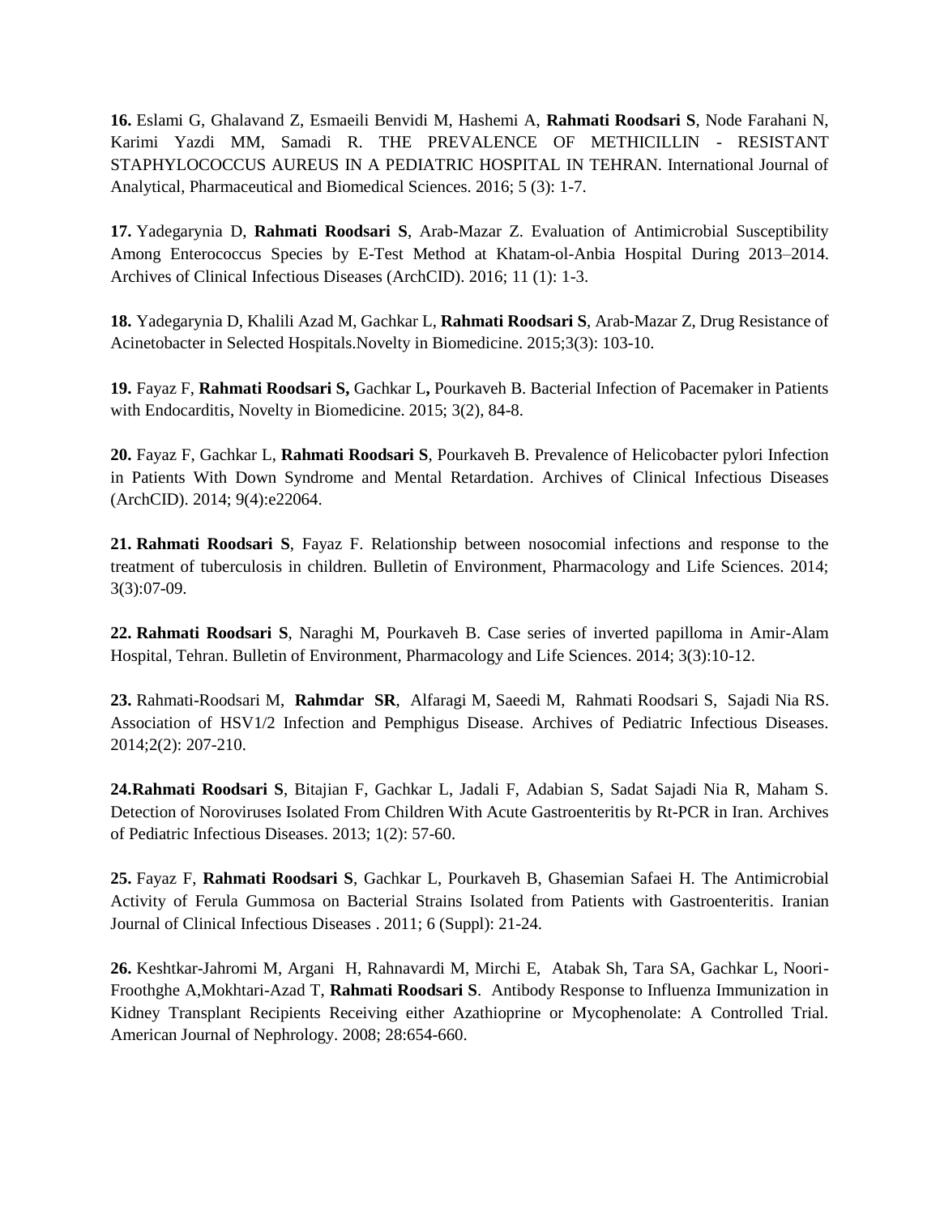**16.** Eslami G, Ghalavand Z, Esmaeili Benvidi M, Hashemi A, **Rahmati Roodsari S**, Node Farahani N, Karimi Yazdi MM, Samadi R. THE PREVALENCE OF METHICILLIN - RESISTANT STAPHYLOCOCCUS AUREUS IN A PEDIATRIC HOSPITAL IN TEHRAN. International Journal of Analytical, Pharmaceutical and Biomedical Sciences. 2016; 5 (3): 1-7.

**17.** Yadegarynia D, **Rahmati Roodsari S**, Arab-Mazar Z. Evaluation of Antimicrobial Susceptibility Among Enterococcus Species by E-Test Method at Khatam-ol-Anbia Hospital During 2013–2014. Archives of Clinical Infectious Diseases (ArchCID). 2016; 11 (1): 1-3.

**18.** Yadegarynia D, Khalili Azad M, Gachkar L, **Rahmati Roodsari S**, Arab-Mazar Z, Drug Resistance of Acinetobacter in Selected Hospitals.Novelty in Biomedicine. 2015;3(3): 103-10.

**19.** Fayaz F, **Rahmati Roodsari S,** Gachkar L**,** Pourkaveh B. Bacterial Infection of Pacemaker in Patients with Endocarditis, Novelty in Biomedicine. 2015; 3(2), 84-8.

**20.** Fayaz F, Gachkar L, **Rahmati Roodsari S**, Pourkaveh B. Prevalence of Helicobacter pylori Infection in Patients With Down Syndrome and Mental Retardation. Archives of Clinical Infectious Diseases (ArchCID). 2014; 9(4):e22064.

**21. Rahmati Roodsari S**, Fayaz F. Relationship between nosocomial infections and response to the treatment of tuberculosis in children. Bulletin of Environment, Pharmacology and Life Sciences. 2014; 3(3):07-09.

**22. Rahmati Roodsari S**, Naraghi M, Pourkaveh B. Case series of inverted papilloma in Amir-Alam Hospital, Tehran. Bulletin of Environment, Pharmacology and Life Sciences. 2014; 3(3):10-12.

**23.** Rahmati-Roodsari M, **Rahmdar SR**, Alfaragi M, Saeedi M, Rahmati Roodsari S, Sajadi Nia RS. Association of HSV1/2 Infection and Pemphigus Disease. Archives of Pediatric Infectious Diseases. 2014;2(2): 207-210.

**24.Rahmati Roodsari S**, Bitajian F, Gachkar L, Jadali F, Adabian S, Sadat Sajadi Nia R, Maham S. Detection of Noroviruses Isolated From Children With Acute Gastroenteritis by Rt-PCR in Iran. Archives of Pediatric Infectious Diseases. 2013; 1(2): 57-60.

**25.** Fayaz F, **Rahmati Roodsari S**, Gachkar L, Pourkaveh B, Ghasemian Safaei H. The Antimicrobial Activity of Ferula Gummosa on Bacterial Strains Isolated from Patients with Gastroenteritis. Iranian Journal of Clinical Infectious Diseases . 2011; 6 (Suppl): 21-24.

**26.** Keshtkar-Jahromi M, Argani H, Rahnavardi M, Mirchi E, Atabak Sh, Tara SA, Gachkar L, Noori-Froothghe A,Mokhtari-Azad T, **Rahmati Roodsari S**. Antibody Response to Influenza Immunization in Kidney Transplant Recipients Receiving either Azathioprine or Mycophenolate: A Controlled Trial. American Journal of Nephrology. 2008; 28:654-660.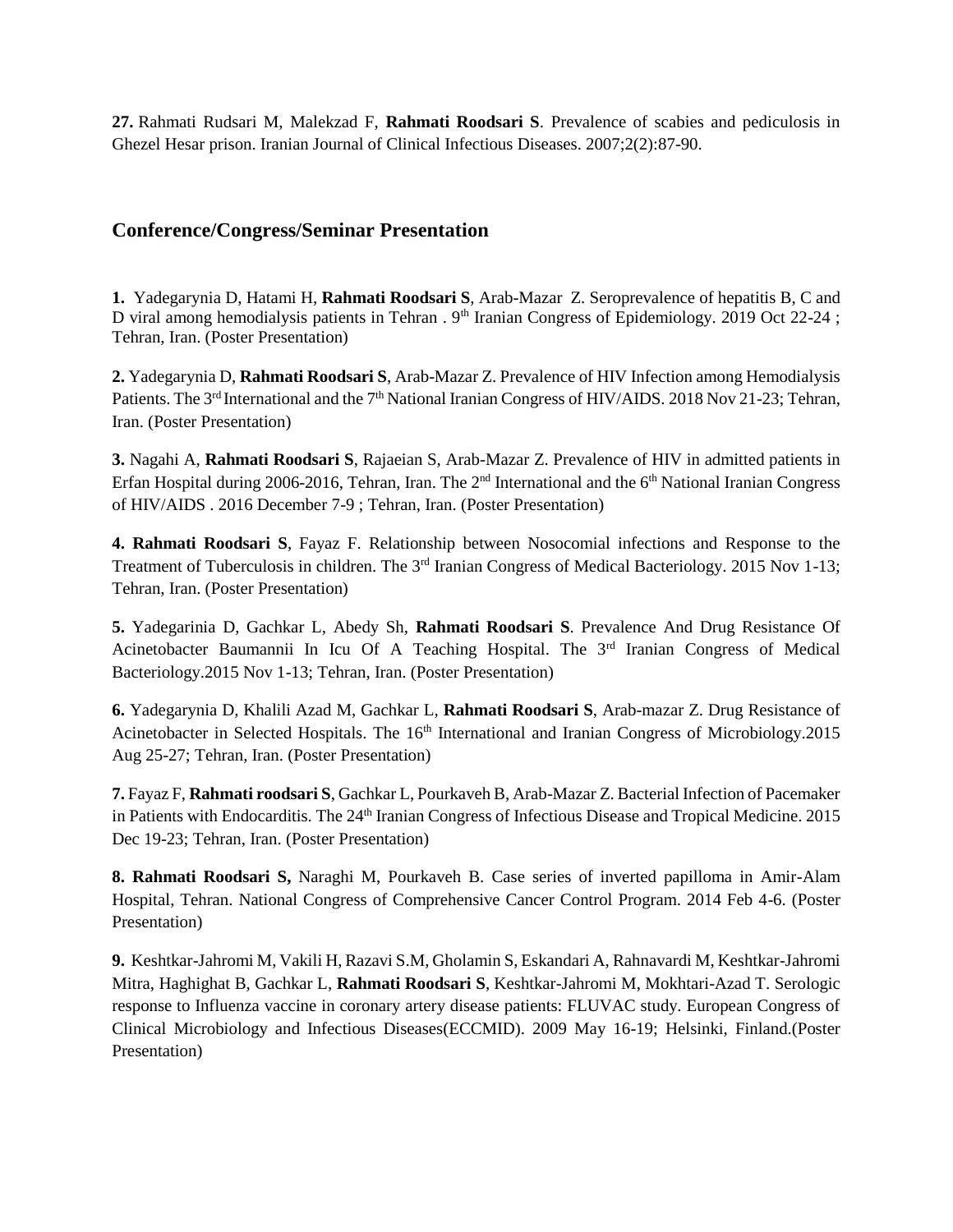**27.** Rahmati Rudsari M, Malekzad F, **Rahmati Roodsari S**. Prevalence of scabies and pediculosis in Ghezel Hesar prison. Iranian Journal of Clinical Infectious Diseases. 2007;2(2):87-90.

## Conference/Congress/Seminar Presentation

**1.** Yadegarynia D, Hatami H, **Rahmati Roodsari S**, Arab-Mazar Z. Seroprevalence of hepatitis B, C and D viral among hemodialysis patients in Tehran . 9th Iranian Congress of Epidemiology. 2019 Oct 22-24 ; Tehran, Iran. (Poster Presentation)

**2.** Yadegarynia D, **Rahmati Roodsari S**, Arab-Mazar Z. Prevalence of HIV Infection among Hemodialysis Patients. The 3rd International and the 7th National Iranian Congress of HIV/AIDS. 2018 Nov 21-23; Tehran, Iran. (Poster Presentation)

**3.** Nagahi A, **Rahmati Roodsari S**, Rajaeian S, Arab-Mazar Z. Prevalence of HIV in admitted patients in Erfan Hospital during 2006-2016, Tehran, Iran. The 2nd International and the 6th National Iranian Congress of HIV/AIDS . 2016 December 7-9 ; Tehran, Iran. (Poster Presentation)

**4. Rahmati Roodsari S**, Fayaz F. Relationship between Nosocomial infections and Response to the Treatment of Tuberculosis in children. The 3rd Iranian Congress of Medical Bacteriology. 2015 Nov 1-13; Tehran, Iran. (Poster Presentation)

**5.** Yadegarinia D, Gachkar L, Abedy Sh, **Rahmati Roodsari S**. Prevalence And Drug Resistance Of Acinetobacter Baumannii In Icu Of A Teaching Hospital. The 3rd Iranian Congress of Medical Bacteriology.2015 Nov 1-13; Tehran, Iran. (Poster Presentation)

**6.** Yadegarynia D, Khalili Azad M, Gachkar L, **Rahmati Roodsari S**, Arab-mazar Z. Drug Resistance of Acinetobacter in Selected Hospitals. The 16th International and Iranian Congress of Microbiology.2015 Aug 25-27; Tehran, Iran. (Poster Presentation)

**7.** Fayaz F, **Rahmati roodsari S**, Gachkar L, Pourkaveh B, Arab-Mazar Z. Bacterial Infection of Pacemaker in Patients with Endocarditis. The 24th Iranian Congress of Infectious Disease and Tropical Medicine. 2015 Dec 19-23; Tehran, Iran. (Poster Presentation)

**8. Rahmati Roodsari S,** Naraghi M, Pourkaveh B. Case series of inverted papilloma in Amir-Alam Hospital, Tehran. National Congress of Comprehensive Cancer Control Program. 2014 Feb 4-6. (Poster Presentation)

**9.** Keshtkar-Jahromi M, Vakili H, Razavi S.M, Gholamin S, Eskandari A, Rahnavardi M, Keshtkar-Jahromi Mitra, Haghighat B, Gachkar L, **Rahmati Roodsari S**, Keshtkar-Jahromi M, Mokhtari-Azad T. Serologic response to Influenza vaccine in coronary artery disease patients: FLUVAC study. European Congress of Clinical Microbiology and Infectious Diseases(ECCMID). 2009 May 16-19; Helsinki, Finland.(Poster Presentation)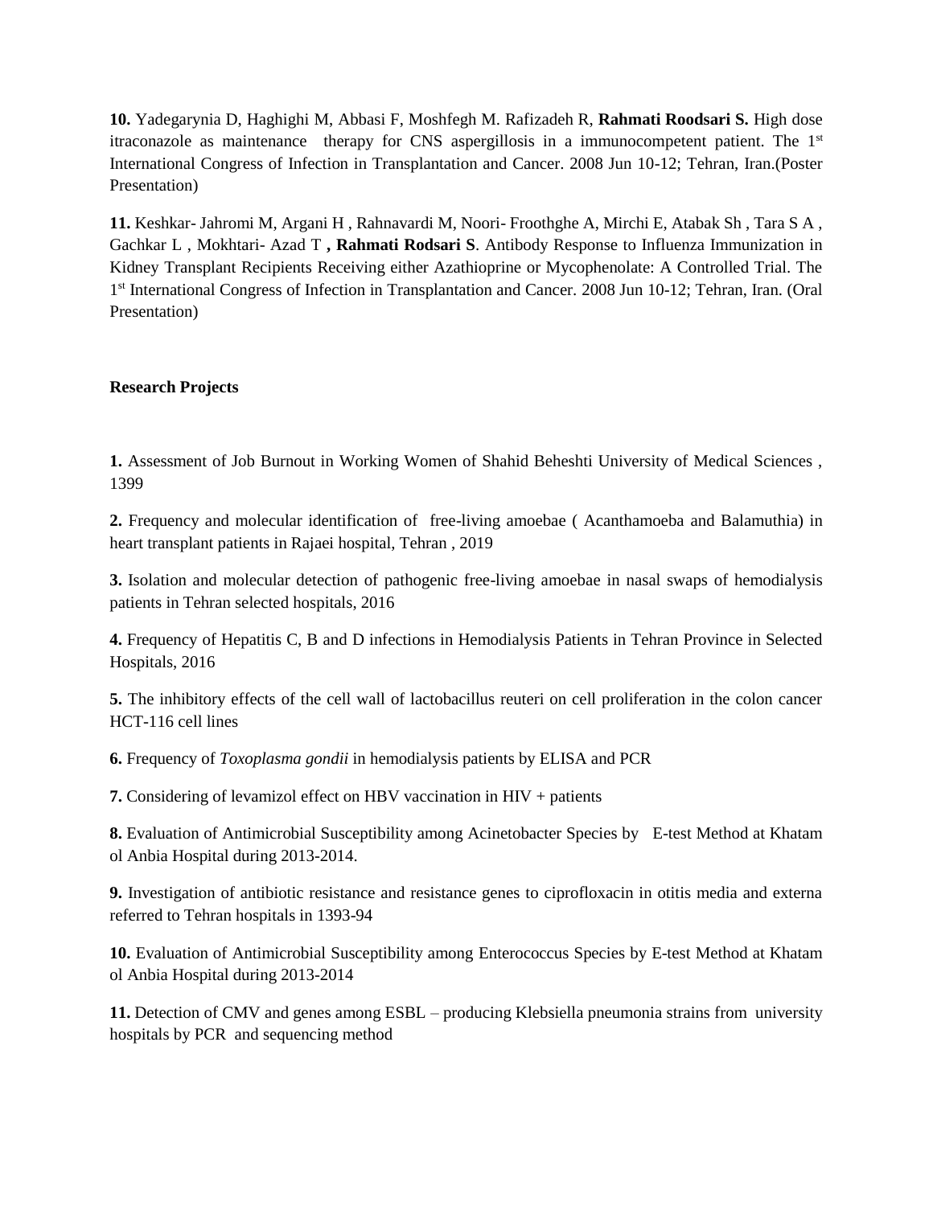**10.** Yadegarynia D, Haghighi M, Abbasi F, Moshfegh M. Rafizadeh R, **Rahmati Roodsari S.** High dose itraconazole as maintenance therapy for CNS aspergillosis in a immunocompetent patient. The 1st International Congress of Infection in Transplantation and Cancer. 2008 Jun 10-12; Tehran, Iran.(Poster Presentation)

**11.** Keshkar- Jahromi M, Argani H , Rahnavardi M, Noori- Froothghe A, Mirchi E, Atabak Sh , Tara S A , Gachkar L , Mokhtari- Azad T **, Rahmati Rodsari S**. Antibody Response to Influenza Immunization in Kidney Transplant Recipients Receiving either Azathioprine or Mycophenolate: A Controlled Trial. The 1st International Congress of Infection in Transplantation and Cancer. 2008 Jun 10-12; Tehran, Iran. (Oral Presentation)

**Research Projects**

**1.** Assessment of Job Burnout in Working Women of Shahid Beheshti University of Medical Sciences , 1399

**2.** Frequency and molecular identification of free-living amoebae ( Acanthamoeba and Balamuthia) in heart transplant patients in Rajaei hospital, Tehran , 2019

**3.** Isolation and molecular detection of pathogenic free-living amoebae in nasal swaps of hemodialysis patients in Tehran selected hospitals, 2016

**4.** Frequency of Hepatitis C, B and D infections in Hemodialysis Patients in Tehran Province in Selected Hospitals, 2016

**5.** The inhibitory effects of the cell wall of lactobacillus reuteri on cell proliferation in the colon cancer HCT-116 cell lines

**6.** Frequency of *Toxoplasma gondii* in hemodialysis patients by ELISA and PCR

**7.** Considering of levamizol effect on HBV vaccination in HIV + patients

**8.** Evaluation of Antimicrobial Susceptibility among Acinetobacter Species by E-test Method at Khatam ol Anbia Hospital during 2013-2014.

**9.** Investigation of antibiotic resistance and resistance genes to ciprofloxacin in otitis media and externa referred to Tehran hospitals in 1393-94

**10.** Evaluation of Antimicrobial Susceptibility among Enterococcus Species by E-test Method at Khatam ol Anbia Hospital during 2013-2014

**11.** Detection of CMV and genes among ESBL – producing Klebsiella pneumonia strains from university hospitals by PCR and sequencing method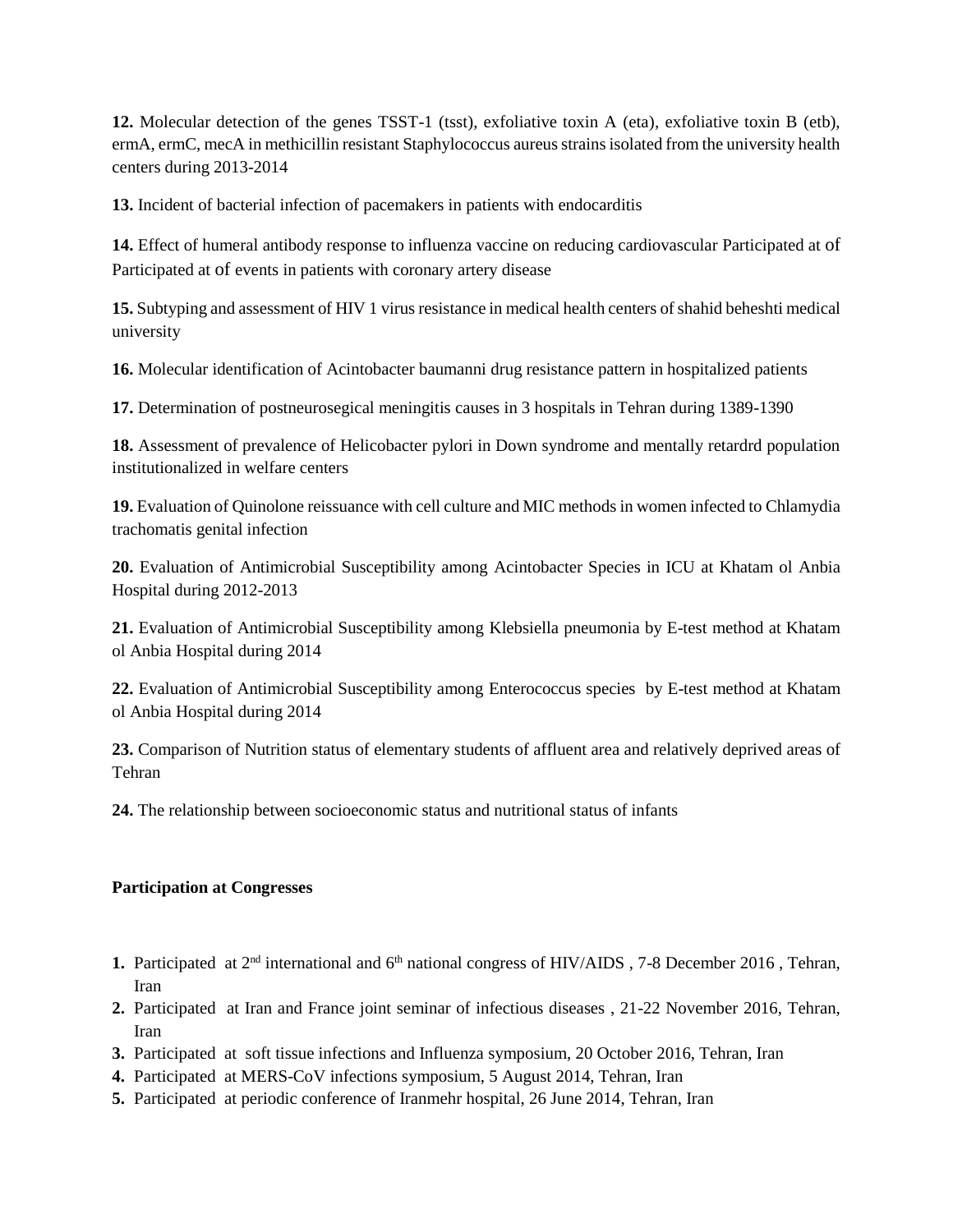**12.** Molecular detection of the genes TSST-1 (tsst), exfoliative toxin A (eta), exfoliative toxin B (etb), ermA, ermC, mecA in methicillin resistant Staphylococcus aureus strains isolated from the university health centers during 2013-2014

**13.** Incident of bacterial infection of pacemakers in patients with endocarditis

**14.** Effect of humeral antibody response to influenza vaccine on reducing cardiovascular Participated at of Participated at of events in patients with coronary artery disease

**15.** Subtyping and assessment of HIV 1 virus resistance in medical health centers of shahid beheshti medical university

**16.** Molecular identification of Acintobacter baumanni drug resistance pattern in hospitalized patients

**17.** Determination of postneurosegical meningitis causes in 3 hospitals in Tehran during 1389-1390

**18.** Assessment of prevalence of Helicobacter pylori in Down syndrome and mentally retardrd population institutionalized in welfare centers

**19.** Evaluation of Quinolone reissuance with cell culture and MIC methods in women infected to Chlamydia trachomatis genital infection

**20.** Evaluation of Antimicrobial Susceptibility among Acintobacter Species in ICU at Khatam ol Anbia Hospital during 2012-2013

**21.** Evaluation of Antimicrobial Susceptibility among Klebsiella pneumonia by E-test method at Khatam ol Anbia Hospital during 2014

**22.** Evaluation of Antimicrobial Susceptibility among Enterococcus species by E-test method at Khatam ol Anbia Hospital during 2014

**23.** Comparison of Nutrition status of elementary students of affluent area and relatively deprived areas of Tehran

**24.** The relationship between socioeconomic status and nutritional status of infants

**Participation at Congresses**

1. Participated at 2nd international and 6th national congress of HIV/AIDS , 7-8 December 2016 , Tehran, Iran
2. Participated at Iran and France joint seminar of infectious diseases , 21-22 November 2016, Tehran, Iran
3. Participated at soft tissue infections and Influenza symposium, 20 October 2016, Tehran, Iran
4. Participated at MERS-CoV infections symposium, 5 August 2014, Tehran, Iran
5. Participated at periodic conference of Iranmehr hospital, 26 June 2014, Tehran, Iran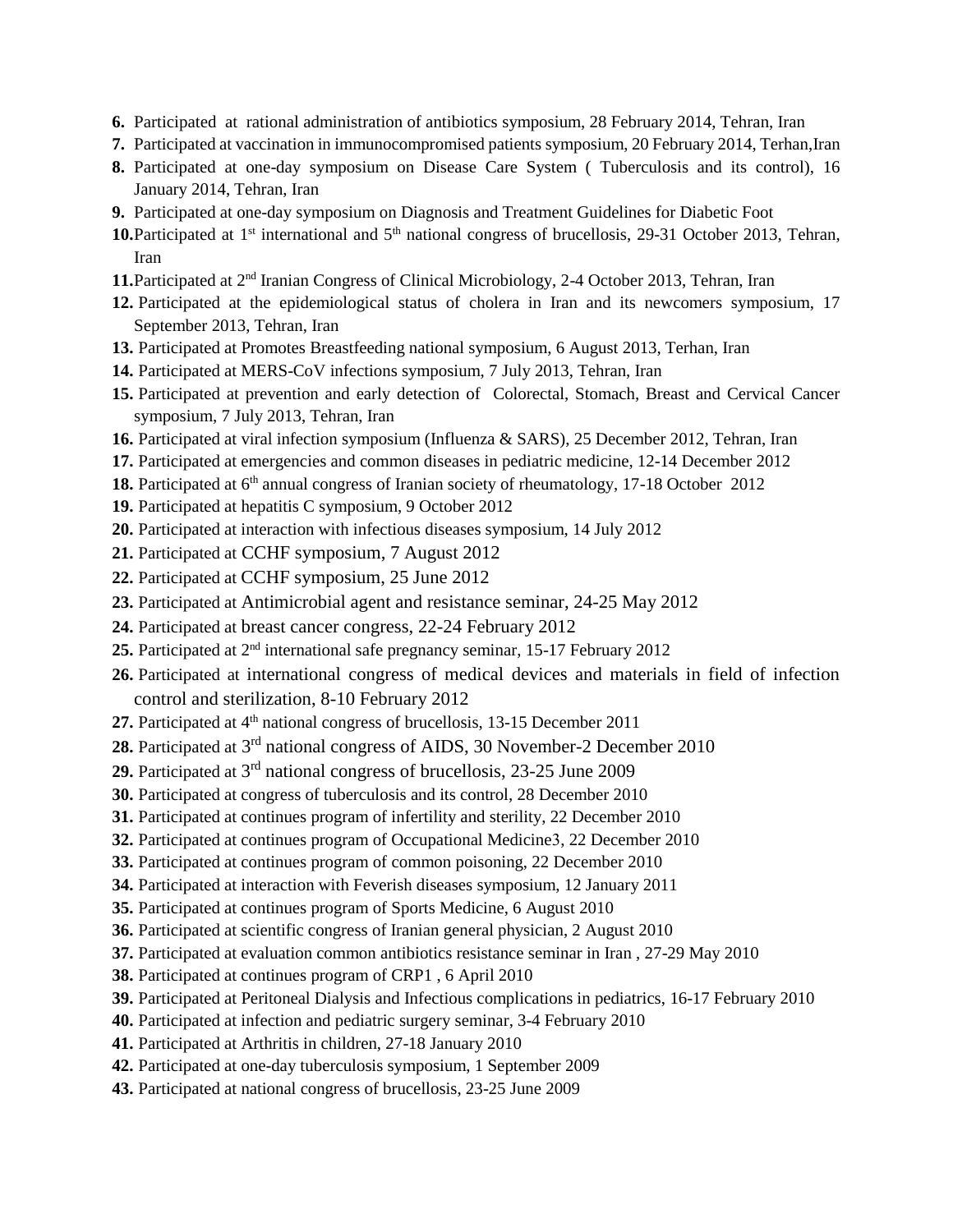6. Participated at rational administration of antibiotics symposium, 28 February 2014, Tehran, Iran
7. Participated at vaccination in immunocompromised patients symposium, 20 February 2014, Terhan,Iran
8. Participated at one-day symposium on Disease Care System ( Tuberculosis and its control), 16 January 2014, Tehran, Iran
9. Participated at one-day symposium on Diagnosis and Treatment Guidelines for Diabetic Foot
10. Participated at 1st international and 5th national congress of brucellosis, 29-31 October 2013, Tehran, Iran
11. Participated at 2nd Iranian Congress of Clinical Microbiology, 2-4 October 2013, Tehran, Iran
12. Participated at the epidemiological status of cholera in Iran and its newcomers symposium, 17 September 2013, Tehran, Iran
13. Participated at Promotes Breastfeeding national symposium, 6 August 2013, Terhan, Iran
14. Participated at MERS-CoV infections symposium, 7 July 2013, Tehran, Iran
15. Participated at prevention and early detection of Colorectal, Stomach, Breast and Cervical Cancer symposium, 7 July 2013, Tehran, Iran
16. Participated at viral infection symposium (Influenza & SARS), 25 December 2012, Tehran, Iran
17. Participated at emergencies and common diseases in pediatric medicine, 12-14 December 2012
18. Participated at 6th annual congress of Iranian society of rheumatology, 17-18 October 2012
19. Participated at hepatitis C symposium, 9 October 2012
20. Participated at interaction with infectious diseases symposium, 14 July 2012
21. Participated at CCHF symposium, 7 August 2012
22. Participated at CCHF symposium, 25 June 2012
23. Participated at Antimicrobial agent and resistance seminar, 24-25 May 2012
24. Participated at breast cancer congress, 22-24 February 2012
25. Participated at 2nd international safe pregnancy seminar, 15-17 February 2012
26. Participated at international congress of medical devices and materials in field of infection control and sterilization, 8-10 February 2012
27. Participated at 4th national congress of brucellosis, 13-15 December 2011
28. Participated at 3rd national congress of AIDS, 30 November-2 December 2010
29. Participated at 3rd national congress of brucellosis, 23-25 June 2009
30. Participated at congress of tuberculosis and its control, 28 December 2010
31. Participated at continues program of infertility and sterility, 22 December 2010
32. Participated at continues program of Occupational Medicine3, 22 December 2010
33. Participated at continues program of common poisoning, 22 December 2010
34. Participated at interaction with Feverish diseases symposium, 12 January 2011
35. Participated at continues program of Sports Medicine, 6 August 2010
36. Participated at scientific congress of Iranian general physician, 2 August 2010
37. Participated at evaluation common antibiotics resistance seminar in Iran , 27-29 May 2010
38. Participated at continues program of CRP1 , 6 April 2010
39. Participated at Peritoneal Dialysis and Infectious complications in pediatrics, 16-17 February 2010
40. Participated at infection and pediatric surgery seminar, 3-4 February 2010
41. Participated at Arthritis in children, 27-18 January 2010
42. Participated at one-day tuberculosis symposium, 1 September 2009
43. Participated at national congress of brucellosis, 23-25 June 2009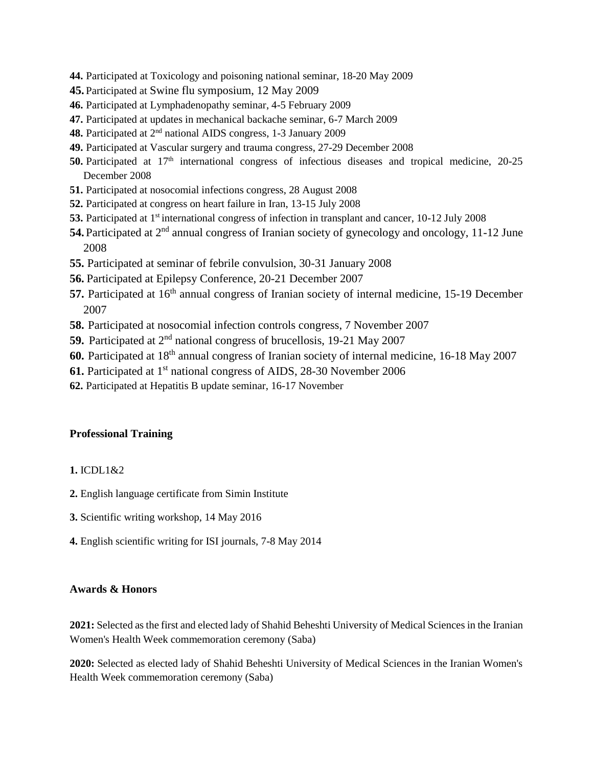**44.** Participated at Toxicology and poisoning national seminar, 18-20 May 2009

**45.** Participated at Swine flu symposium, 12 May 2009

**46.** Participated at Lymphadenopathy seminar, 4-5 February 2009

**47.** Participated at updates in mechanical backache seminar, 6-7 March 2009

**48.** Participated at 2nd national AIDS congress, 1-3 January 2009

**49.** Participated at Vascular surgery and trauma congress, 27-29 December 2008

**50.** Participated at 17th international congress of infectious diseases and tropical medicine, 20-25 December 2008

**51.** Participated at nosocomial infections congress, 28 August 2008

**52.** Participated at congress on heart failure in Iran, 13-15 July 2008

**53.** Participated at 1st international congress of infection in transplant and cancer, 10-12 July 2008

**54.** Participated at 2nd annual congress of Iranian society of gynecology and oncology, 11-12 June 2008

**55.** Participated at seminar of febrile convulsion, 30-31 January 2008

**56.** Participated at Epilepsy Conference, 20-21 December 2007

**57.** Participated at 16th annual congress of Iranian society of internal medicine, 15-19 December 2007

**58.** Participated at nosocomial infection controls congress, 7 November 2007

**59.** Participated at 2nd national congress of brucellosis, 19-21 May 2007

**60.** Participated at 18th annual congress of Iranian society of internal medicine, 16-18 May 2007

**61.** Participated at 1st national congress of AIDS, 28-30 November 2006

**62.** Participated at Hepatitis B update seminar, 16-17 November

## Professional Training

**1.** ICDL1&2

**2.** English language certificate from Simin Institute

**3.** Scientific writing workshop, 14 May 2016

**4.** English scientific writing for ISI journals, 7-8 May 2014

## Awards & Honors

**2021:** Selected as the first and elected lady of Shahid Beheshti University of Medical Sciences in the Iranian Women's Health Week commemoration ceremony (Saba)

**2020:** Selected as elected lady of Shahid Beheshti University of Medical Sciences in the Iranian Women's Health Week commemoration ceremony (Saba)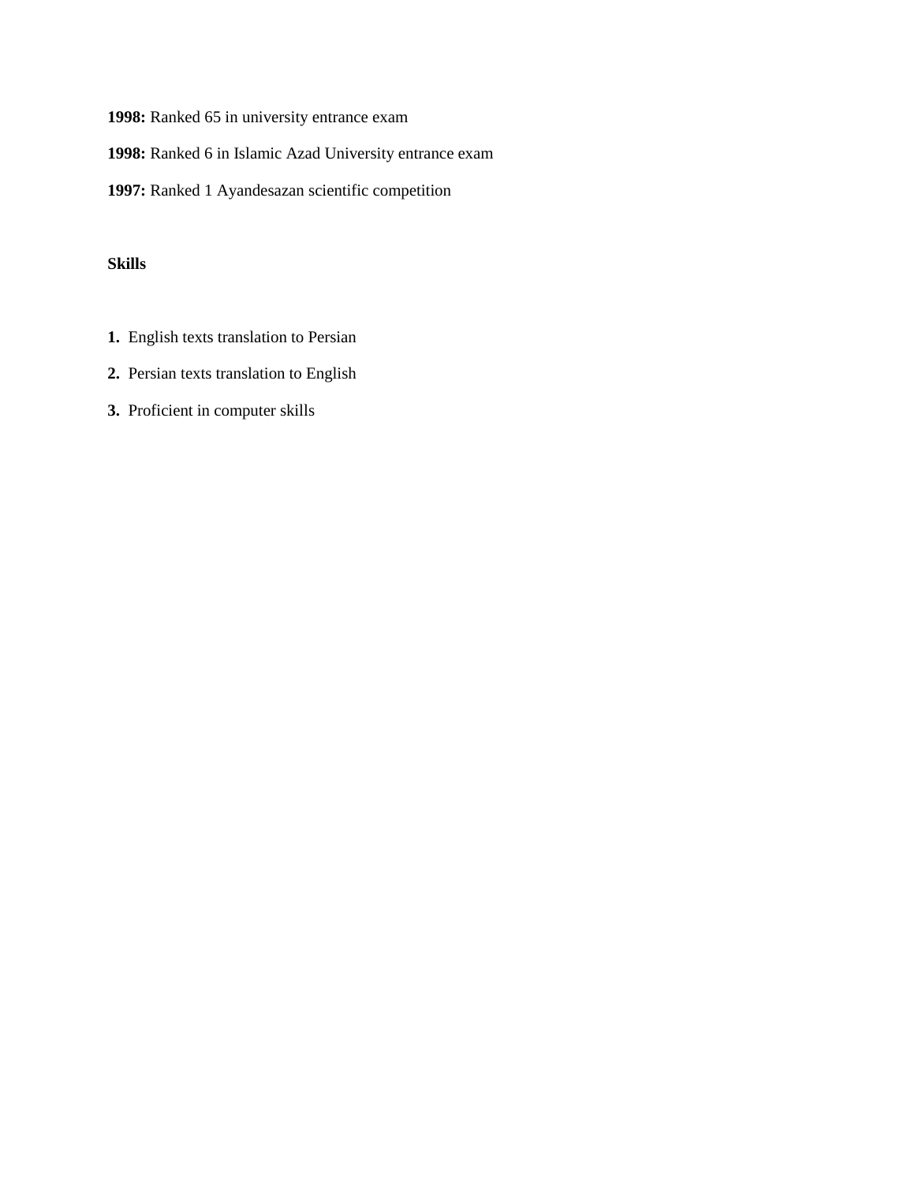**1998:** Ranked 65 in university entrance exam

**1998:** Ranked 6 in Islamic Azad University entrance exam

**1997:** Ranked 1 Ayandesazan scientific competition

**Skills**

1. English texts translation to Persian
2. Persian texts translation to English
3. Proficient in computer skills